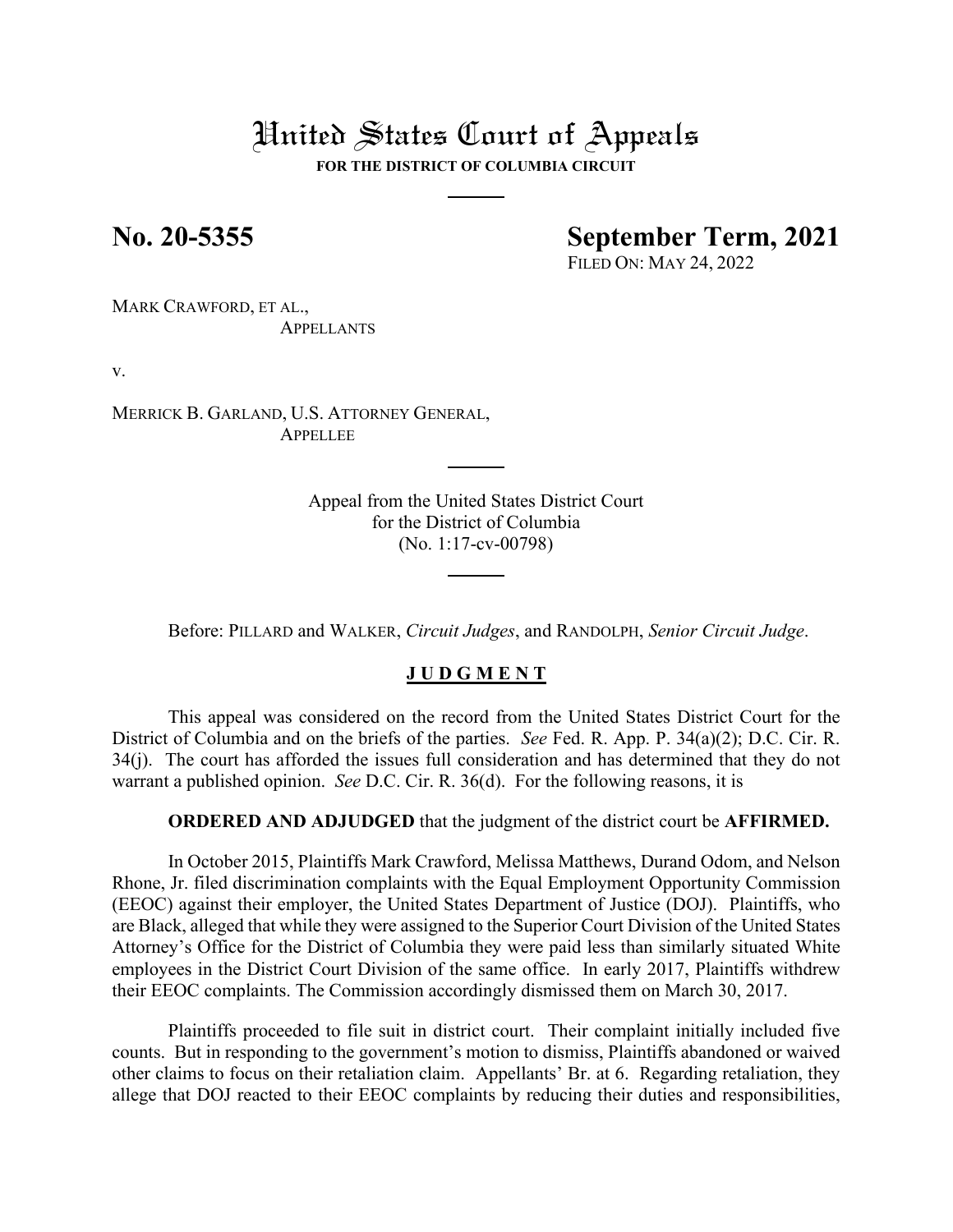# United States Court of Appeals

**FOR THE DISTRICT OF COLUMBIA CIRCUIT**

**No. 20-5355**

**September Term, 2021**

FILED ON: MAY 24, 2022

MARK CRAWFORD, ET AL.,
APPELLANTS

v.

MERRICK B. GARLAND, U.S. ATTORNEY GENERAL,
APPELLEE

Appeal from the United States District Court
for the District of Columbia
(No. 1:17-cv-00798)

Before: PILLARD and WALKER, *Circuit Judges*, and RANDOLPH, *Senior Circuit Judge*.

## J U D G M E N T

This appeal was considered on the record from the United States District Court for the District of Columbia and on the briefs of the parties. *See* Fed. R. App. P. 34(a)(2); D.C. Cir. R. 34(j). The court has afforded the issues full consideration and has determined that they do not warrant a published opinion. *See* D.C. Cir. R. 36(d). For the following reasons, it is

**ORDERED AND ADJUDGED** that the judgment of the district court be **AFFIRMED.**

In October 2015, Plaintiffs Mark Crawford, Melissa Matthews, Durand Odom, and Nelson Rhone, Jr. filed discrimination complaints with the Equal Employment Opportunity Commission (EEOC) against their employer, the United States Department of Justice (DOJ). Plaintiffs, who are Black, alleged that while they were assigned to the Superior Court Division of the United States Attorney's Office for the District of Columbia they were paid less than similarly situated White employees in the District Court Division of the same office. In early 2017, Plaintiffs withdrew their EEOC complaints. The Commission accordingly dismissed them on March 30, 2017.

Plaintiffs proceeded to file suit in district court. Their complaint initially included five counts. But in responding to the government's motion to dismiss, Plaintiffs abandoned or waived other claims to focus on their retaliation claim. Appellants' Br. at 6. Regarding retaliation, they allege that DOJ reacted to their EEOC complaints by reducing their duties and responsibilities,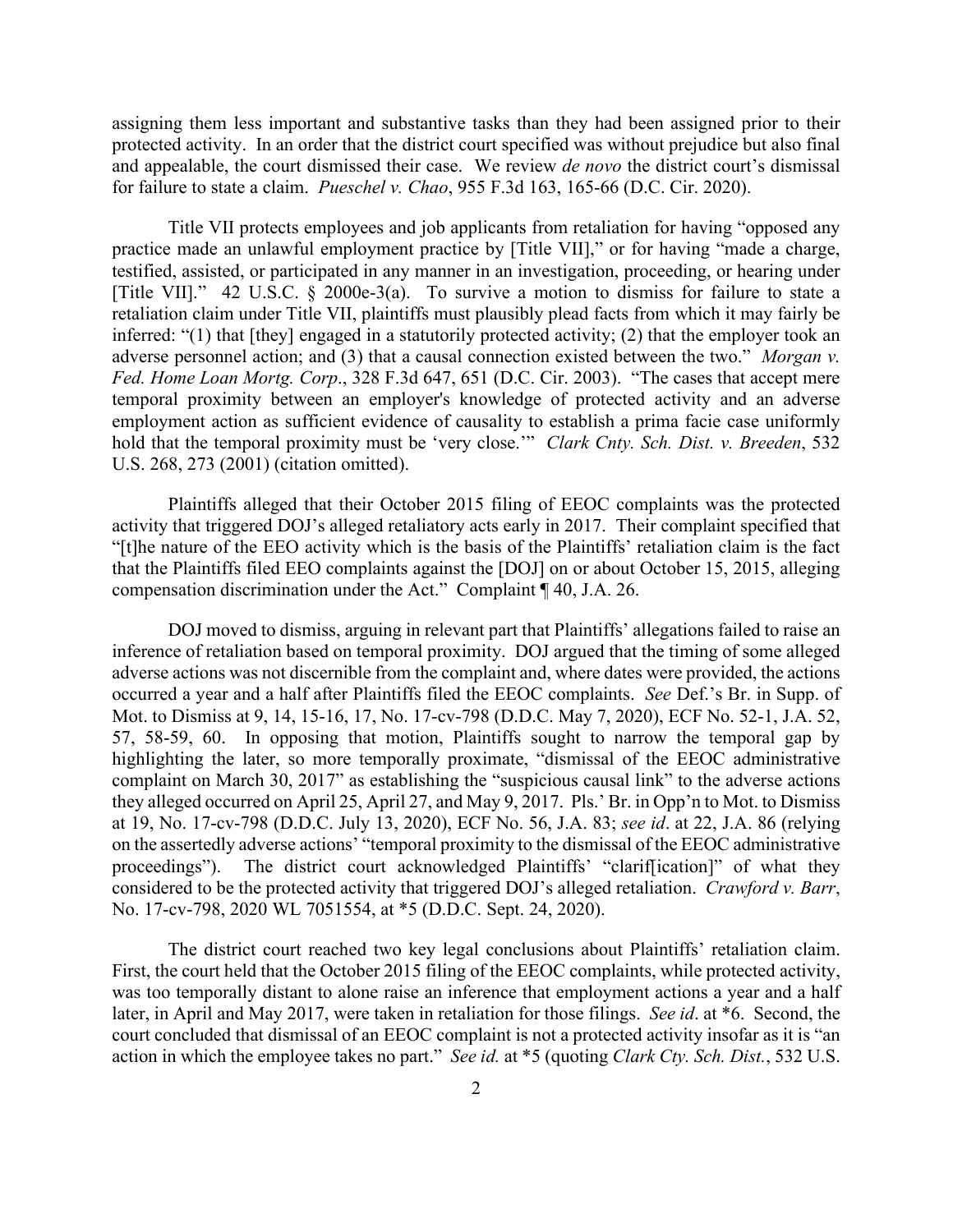assigning them less important and substantive tasks than they had been assigned prior to their protected activity. In an order that the district court specified was without prejudice but also final and appealable, the court dismissed their case. We review *de novo* the district court's dismissal for failure to state a claim. *Pueschel v. Chao*, 955 F.3d 163, 165-66 (D.C. Cir. 2020).

Title VII protects employees and job applicants from retaliation for having "opposed any practice made an unlawful employment practice by [Title VII]," or for having "made a charge, testified, assisted, or participated in any manner in an investigation, proceeding, or hearing under [Title VII]." 42 U.S.C. § 2000e-3(a). To survive a motion to dismiss for failure to state a retaliation claim under Title VII, plaintiffs must plausibly plead facts from which it may fairly be inferred: "(1) that [they] engaged in a statutorily protected activity; (2) that the employer took an adverse personnel action; and (3) that a causal connection existed between the two." *Morgan v. Fed. Home Loan Mortg. Corp.*, 328 F.3d 647, 651 (D.C. Cir. 2003). "The cases that accept mere temporal proximity between an employer's knowledge of protected activity and an adverse employment action as sufficient evidence of causality to establish a prima facie case uniformly hold that the temporal proximity must be 'very close.'" *Clark Cnty. Sch. Dist. v. Breeden*, 532 U.S. 268, 273 (2001) (citation omitted).

Plaintiffs alleged that their October 2015 filing of EEOC complaints was the protected activity that triggered DOJ's alleged retaliatory acts early in 2017. Their complaint specified that "[t]he nature of the EEO activity which is the basis of the Plaintiffs' retaliation claim is the fact that the Plaintiffs filed EEO complaints against the [DOJ] on or about October 15, 2015, alleging compensation discrimination under the Act." Complaint ¶ 40, J.A. 26.

DOJ moved to dismiss, arguing in relevant part that Plaintiffs' allegations failed to raise an inference of retaliation based on temporal proximity. DOJ argued that the timing of some alleged adverse actions was not discernible from the complaint and, where dates were provided, the actions occurred a year and a half after Plaintiffs filed the EEOC complaints. *See* Def.'s Br. in Supp. of Mot. to Dismiss at 9, 14, 15-16, 17, No. 17-cv-798 (D.D.C. May 7, 2020), ECF No. 52-1, J.A. 52, 57, 58-59, 60. In opposing that motion, Plaintiffs sought to narrow the temporal gap by highlighting the later, so more temporally proximate, "dismissal of the EEOC administrative complaint on March 30, 2017" as establishing the "suspicious causal link" to the adverse actions they alleged occurred on April 25, April 27, and May 9, 2017. Pls.' Br. in Opp'n to Mot. to Dismiss at 19, No. 17-cv-798 (D.D.C. July 13, 2020), ECF No. 56, J.A. 83; *see id*. at 22, J.A. 86 (relying on the assertedly adverse actions' "temporal proximity to the dismissal of the EEOC administrative proceedings"). The district court acknowledged Plaintiffs' "clarif[ication]" of what they considered to be the protected activity that triggered DOJ's alleged retaliation. *Crawford v. Barr*, No. 17-cv-798, 2020 WL 7051554, at *5 (D.D.C. Sept. 24, 2020).

The district court reached two key legal conclusions about Plaintiffs' retaliation claim. First, the court held that the October 2015 filing of the EEOC complaints, while protected activity, was too temporally distant to alone raise an inference that employment actions a year and a half later, in April and May 2017, were taken in retaliation for those filings. *See id*. at *6. Second, the court concluded that dismissal of an EEOC complaint is not a protected activity insofar as it is "an action in which the employee takes no part." *See id.* at *5 (quoting *Clark Cty. Sch. Dist.*, 532 U.S.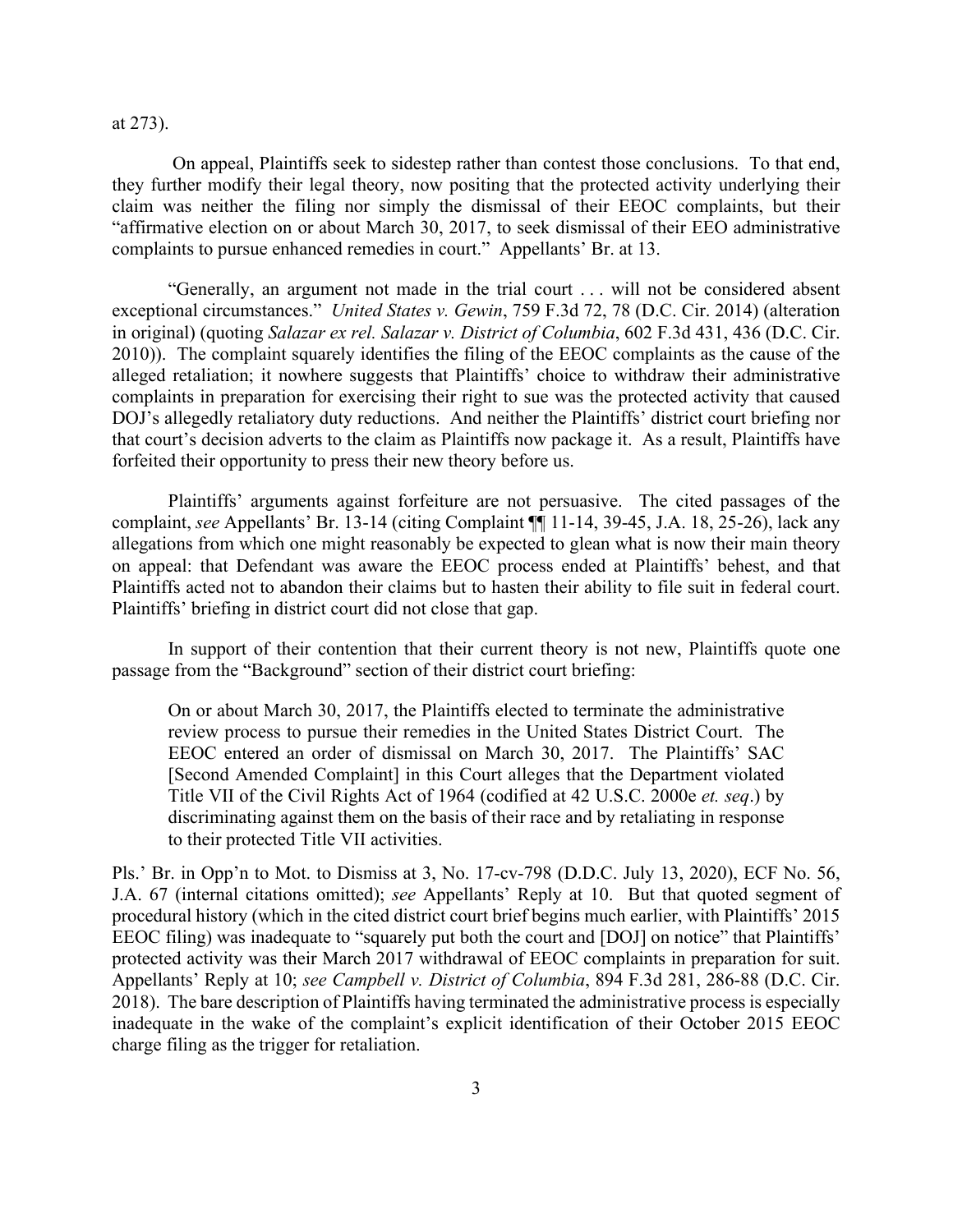at 273).

On appeal, Plaintiffs seek to sidestep rather than contest those conclusions. To that end, they further modify their legal theory, now positing that the protected activity underlying their claim was neither the filing nor simply the dismissal of their EEOC complaints, but their "affirmative election on or about March 30, 2017, to seek dismissal of their EEO administrative complaints to pursue enhanced remedies in court." Appellants' Br. at 13.

"Generally, an argument not made in the trial court . . . will not be considered absent exceptional circumstances." *United States v. Gewin*, 759 F.3d 72, 78 (D.C. Cir. 2014) (alteration in original) (quoting *Salazar ex rel. Salazar v. District of Columbia*, 602 F.3d 431, 436 (D.C. Cir. 2010)). The complaint squarely identifies the filing of the EEOC complaints as the cause of the alleged retaliation; it nowhere suggests that Plaintiffs' choice to withdraw their administrative complaints in preparation for exercising their right to sue was the protected activity that caused DOJ's allegedly retaliatory duty reductions. And neither the Plaintiffs' district court briefing nor that court's decision adverts to the claim as Plaintiffs now package it. As a result, Plaintiffs have forfeited their opportunity to press their new theory before us.

Plaintiffs' arguments against forfeiture are not persuasive. The cited passages of the complaint, *see* Appellants' Br. 13-14 (citing Complaint ¶¶ 11-14, 39-45, J.A. 18, 25-26), lack any allegations from which one might reasonably be expected to glean what is now their main theory on appeal: that Defendant was aware the EEOC process ended at Plaintiffs' behest, and that Plaintiffs acted not to abandon their claims but to hasten their ability to file suit in federal court. Plaintiffs' briefing in district court did not close that gap.

In support of their contention that their current theory is not new, Plaintiffs quote one passage from the "Background" section of their district court briefing:

> On or about March 30, 2017, the Plaintiffs elected to terminate the administrative review process to pursue their remedies in the United States District Court. The EEOC entered an order of dismissal on March 30, 2017. The Plaintiffs' SAC [Second Amended Complaint] in this Court alleges that the Department violated Title VII of the Civil Rights Act of 1964 (codified at 42 U.S.C. 2000e *et. seq*.) by discriminating against them on the basis of their race and by retaliating in response to their protected Title VII activities.

Pls.' Br. in Opp'n to Mot. to Dismiss at 3, No. 17-cv-798 (D.D.C. July 13, 2020), ECF No. 56, J.A. 67 (internal citations omitted); *see* Appellants' Reply at 10. But that quoted segment of procedural history (which in the cited district court brief begins much earlier, with Plaintiffs' 2015 EEOC filing) was inadequate to "squarely put both the court and [DOJ] on notice" that Plaintiffs' protected activity was their March 2017 withdrawal of EEOC complaints in preparation for suit. Appellants' Reply at 10; *see Campbell v. District of Columbia*, 894 F.3d 281, 286-88 (D.C. Cir. 2018). The bare description of Plaintiffs having terminated the administrative process is especially inadequate in the wake of the complaint's explicit identification of their October 2015 EEOC charge filing as the trigger for retaliation.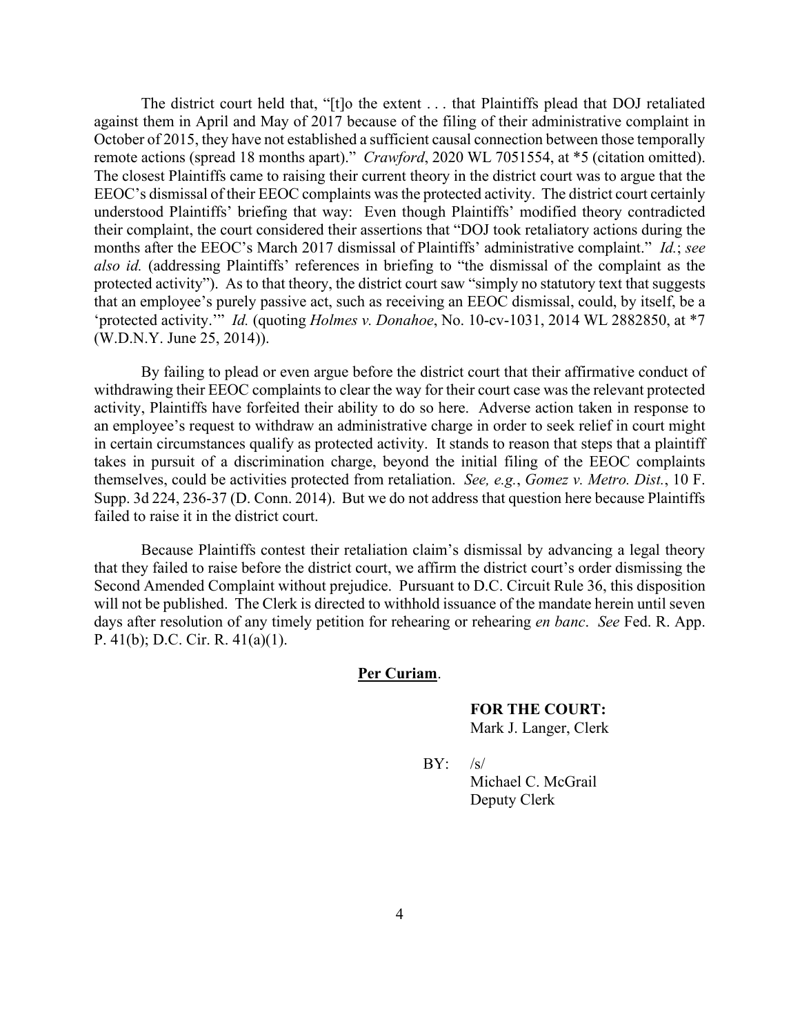The district court held that, "[t]o the extent . . . that Plaintiffs plead that DOJ retaliated against them in April and May of 2017 because of the filing of their administrative complaint in October of 2015, they have not established a sufficient causal connection between those temporally remote actions (spread 18 months apart)." *Crawford*, 2020 WL 7051554, at *5 (citation omitted). The closest Plaintiffs came to raising their current theory in the district court was to argue that the EEOC's dismissal of their EEOC complaints was the protected activity. The district court certainly understood Plaintiffs' briefing that way: Even though Plaintiffs' modified theory contradicted their complaint, the court considered their assertions that "DOJ took retaliatory actions during the months after the EEOC's March 2017 dismissal of Plaintiffs' administrative complaint." *Id.*; *see also id.* (addressing Plaintiffs' references in briefing to "the dismissal of the complaint as the protected activity"). As to that theory, the district court saw "simply no statutory text that suggests that an employee's purely passive act, such as receiving an EEOC dismissal, could, by itself, be a 'protected activity.'" *Id.* (quoting *Holmes v. Donahoe*, No. 10-cv-1031, 2014 WL 2882850, at *7 (W.D.N.Y. June 25, 2014)).

By failing to plead or even argue before the district court that their affirmative conduct of withdrawing their EEOC complaints to clear the way for their court case was the relevant protected activity, Plaintiffs have forfeited their ability to do so here. Adverse action taken in response to an employee's request to withdraw an administrative charge in order to seek relief in court might in certain circumstances qualify as protected activity. It stands to reason that steps that a plaintiff takes in pursuit of a discrimination charge, beyond the initial filing of the EEOC complaints themselves, could be activities protected from retaliation. *See, e.g.*, *Gomez v. Metro. Dist.*, 10 F. Supp. 3d 224, 236-37 (D. Conn. 2014). But we do not address that question here because Plaintiffs failed to raise it in the district court.

Because Plaintiffs contest their retaliation claim's dismissal by advancing a legal theory that they failed to raise before the district court, we affirm the district court's order dismissing the Second Amended Complaint without prejudice. Pursuant to D.C. Circuit Rule 36, this disposition will not be published. The Clerk is directed to withhold issuance of the mandate herein until seven days after resolution of any timely petition for rehearing or rehearing *en banc*. *See* Fed. R. App. P. 41(b); D.C. Cir. R. 41(a)(1).

**Per Curiam**.

**FOR THE COURT:**
Mark J. Langer, Clerk

BY: /s/
Michael C. McGrail
Deputy Clerk